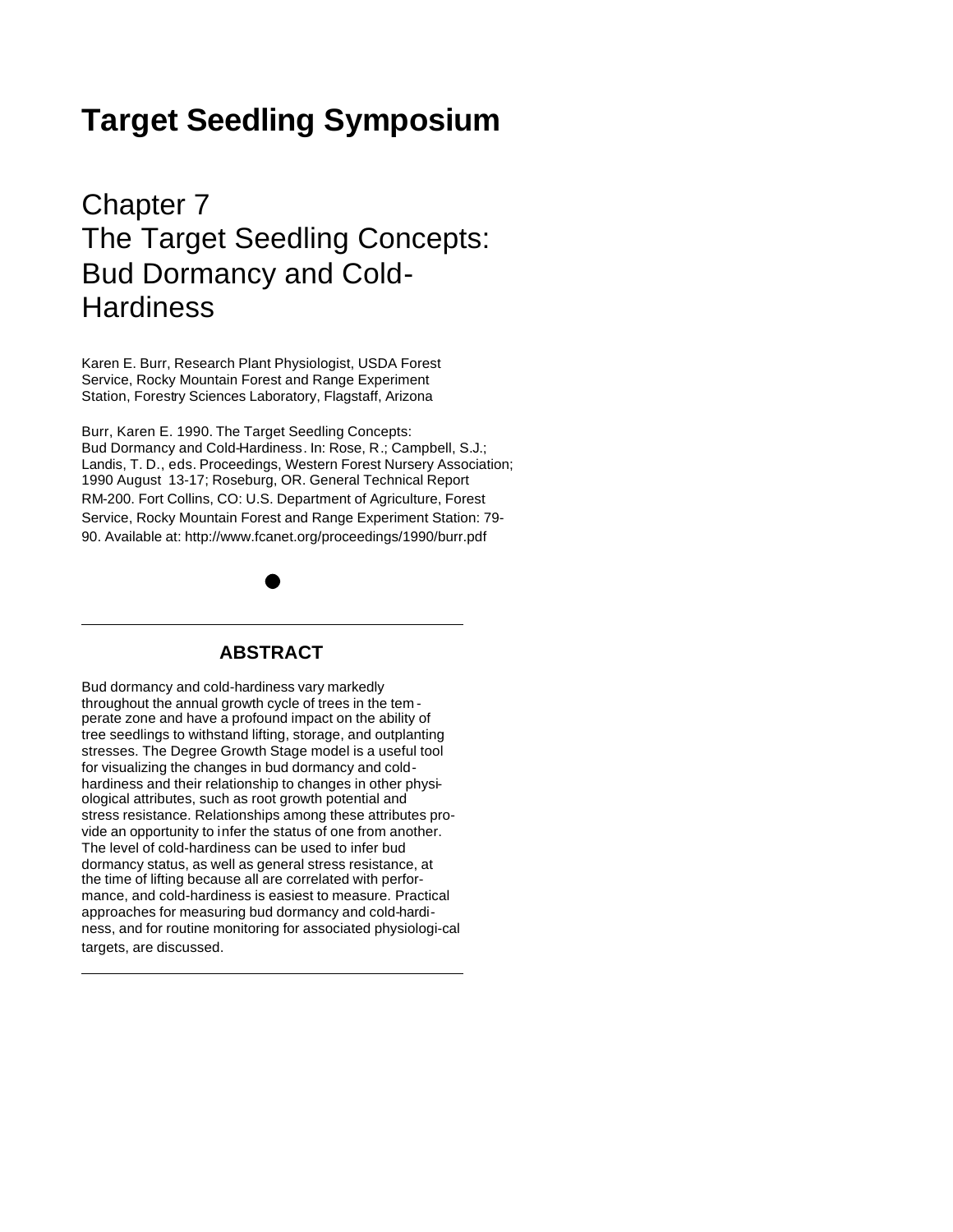# Target Seedling Symposium

## Chapter 7
## The Target Seedling Concepts: Bud Dormancy and Cold-Hardiness

Karen E. Burr, Research Plant Physiologist, USDA Forest Service, Rocky Mountain Forest and Range Experiment Station, Forestry Sciences Laboratory, Flagstaff, Arizona

Burr, Karen E. 1990. The Target Seedling Concepts: Bud Dormancy and Cold-Hardiness. In: Rose, R.; Campbell, S.J.; Landis, T. D., eds. Proceedings, Western Forest Nursery Association; 1990 August 13-17; Roseburg, OR. General Technical Report RM-200. Fort Collins, CO: U.S. Department of Agriculture, Forest Service, Rocky Mountain Forest and Range Experiment Station: 79-90. Available at: http://www.fcanet.org/proceedings/1990/burr.pdf

### ABSTRACT

Bud dormancy and cold-hardiness vary markedly throughout the annual growth cycle of trees in the temperate zone and have a profound impact on the ability of tree seedlings to withstand lifting, storage, and outplanting stresses. The Degree Growth Stage model is a useful tool for visualizing the changes in bud dormancy and cold-hardiness and their relationship to changes in other physiological attributes, such as root growth potential and stress resistance. Relationships among these attributes provide an opportunity to infer the status of one from another. The level of cold-hardiness can be used to infer bud dormancy status, as well as general stress resistance, at the time of lifting because all are correlated with performance, and cold-hardiness is easiest to measure. Practical approaches for measuring bud dormancy and cold-hardiness, and for routine monitoring for associated physiological targets, are discussed.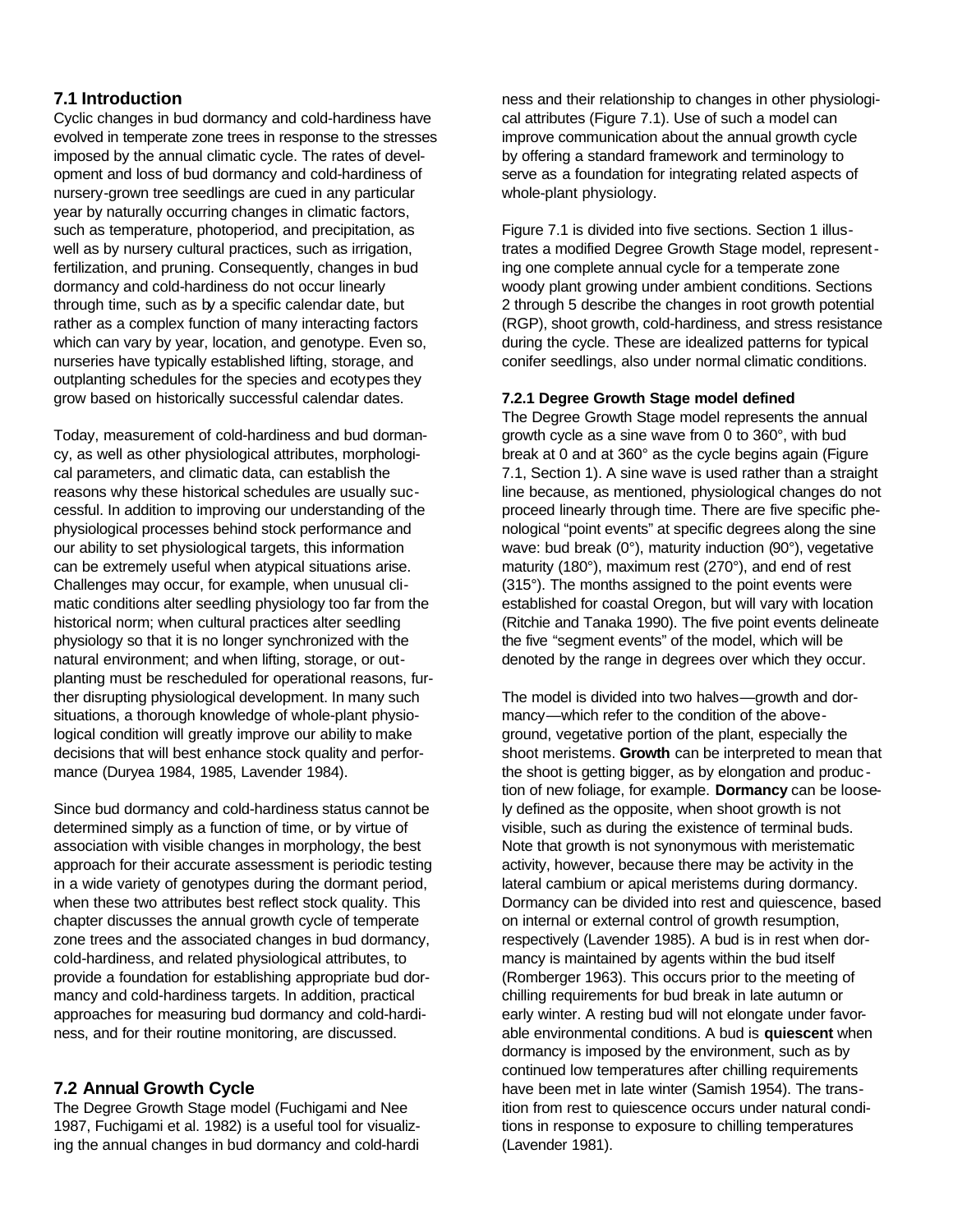## 7.1 Introduction

Cyclic changes in bud dormancy and cold-hardiness have evolved in temperate zone trees in response to the stresses imposed by the annual climatic cycle. The rates of development and loss of bud dormancy and cold-hardiness of nursery-grown tree seedlings are cued in any particular year by naturally occurring changes in climatic factors, such as temperature, photoperiod, and precipitation, as well as by nursery cultural practices, such as irrigation, fertilization, and pruning. Consequently, changes in bud dormancy and cold-hardiness do not occur linearly through time, such as by a specific calendar date, but rather as a complex function of many interacting factors which can vary by year, location, and genotype. Even so, nurseries have typically established lifting, storage, and outplanting schedules for the species and ecotypes they grow based on historically successful calendar dates.

Today, measurement of cold-hardiness and bud dormancy, as well as other physiological attributes, morphological parameters, and climatic data, can establish the reasons why these historical schedules are usually successful. In addition to improving our understanding of the physiological processes behind stock performance and our ability to set physiological targets, this information can be extremely useful when atypical situations arise. Challenges may occur, for example, when unusual climatic conditions alter seedling physiology too far from the historical norm; when cultural practices alter seedling physiology so that it is no longer synchronized with the natural environment; and when lifting, storage, or outplanting must be rescheduled for operational reasons, further disrupting physiological development. In many such situations, a thorough knowledge of whole-plant physiological condition will greatly improve our ability to make decisions that will best enhance stock quality and performance (Duryea 1984, 1985, Lavender 1984).

Since bud dormancy and cold-hardiness status cannot be determined simply as a function of time, or by virtue of association with visible changes in morphology, the best approach for their accurate assessment is periodic testing in a wide variety of genotypes during the dormant period, when these two attributes best reflect stock quality. This chapter discusses the annual growth cycle of temperate zone trees and the associated changes in bud dormancy, cold-hardiness, and related physiological attributes, to provide a foundation for establishing appropriate bud dormancy and cold-hardiness targets. In addition, practical approaches for measuring bud dormancy and cold-hardiness, and for their routine monitoring, are discussed.

## 7.2 Annual Growth Cycle

The Degree Growth Stage model (Fuchigami and Nee 1987, Fuchigami et al. 1982) is a useful tool for visualizing the annual changes in bud dormancy and cold-hardiness and their relationship to changes in other physiological attributes (Figure 7.1). Use of such a model can improve communication about the annual growth cycle by offering a standard framework and terminology to serve as a foundation for integrating related aspects of whole-plant physiology.

Figure 7.1 is divided into five sections. Section 1 illustrates a modified Degree Growth Stage model, representing one complete annual cycle for a temperate zone woody plant growing under ambient conditions. Sections 2 through 5 describe the changes in root growth potential (RGP), shoot growth, cold-hardiness, and stress resistance during the cycle. These are idealized patterns for typical conifer seedlings, also under normal climatic conditions.

### 7.2.1 Degree Growth Stage model defined

The Degree Growth Stage model represents the annual growth cycle as a sine wave from 0 to 360°, with bud break at 0 and at 360° as the cycle begins again (Figure 7.1, Section 1). A sine wave is used rather than a straight line because, as mentioned, physiological changes do not proceed linearly through time. There are five specific phenological "point events" at specific degrees along the sine wave: bud break (0°), maturity induction (90°), vegetative maturity (180°), maximum rest (270°), and end of rest (315°). The months assigned to the point events were established for coastal Oregon, but will vary with location (Ritchie and Tanaka 1990). The five point events delineate the five "segment events" of the model, which will be denoted by the range in degrees over which they occur.

The model is divided into two halves—growth and dormancy—which refer to the condition of the aboveground, vegetative portion of the plant, especially the shoot meristems. **Growth** can be interpreted to mean that the shoot is getting bigger, as by elongation and production of new foliage, for example. **Dormancy** can be loosely defined as the opposite, when shoot growth is not visible, such as during the existence of terminal buds. Note that growth is not synonymous with meristematic activity, however, because there may be activity in the lateral cambium or apical meristems during dormancy. Dormancy can be divided into rest and quiescence, based on internal or external control of growth resumption, respectively (Lavender 1985). A bud is in rest when dormancy is maintained by agents within the bud itself (Romberger 1963). This occurs prior to the meeting of chilling requirements for bud break in late autumn or early winter. A resting bud will not elongate under favorable environmental conditions. A bud is **quiescent** when dormancy is imposed by the environment, such as by continued low temperatures after chilling requirements have been met in late winter (Samish 1954). The transition from rest to quiescence occurs under natural conditions in response to exposure to chilling temperatures (Lavender 1981).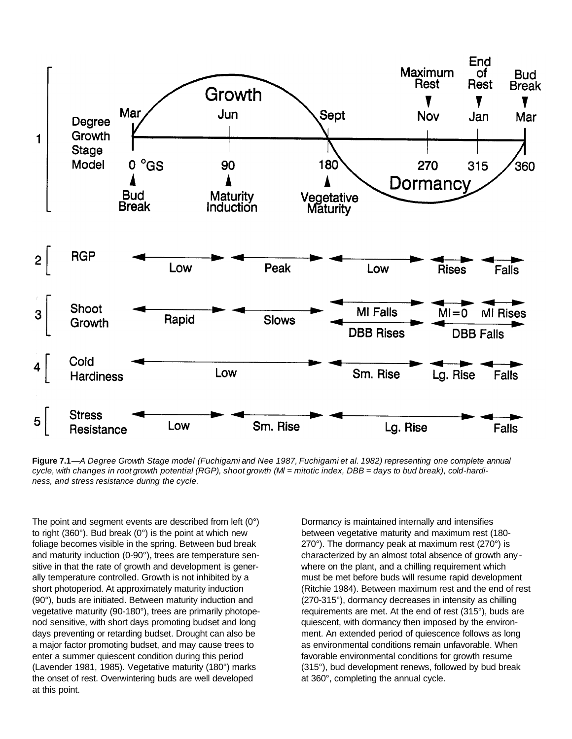**Figure 7.1**—*A Degree Growth Stage model (Fuchigami and Nee 1987, Fuchigami et al. 1982) representing one complete annual cycle, with changes in root growth potential (RGP), shoot growth (MI = mitotic index, DBB = days to bud break), cold-hardiness, and stress resistance during the cycle.*

The point and segment events are described from left (0°) to right (360°). Bud break (0°) is the point at which new foliage becomes visible in the spring. Between bud break and maturity induction (0-90°), trees are temperature sensitive in that the rate of growth and development is generally temperature controlled. Growth is not inhibited by a short photoperiod. At approximately maturity induction (90°), buds are initiated. Between maturity induction and vegetative maturity (90-180°), trees are primarily photoperiod sensitive, with short days promoting budset and long days preventing or retarding budset. Drought can also be a major factor promoting budset, and may cause trees to enter a summer quiescent condition during this period (Lavender 1981, 1985). Vegetative maturity (180°) marks the onset of rest. Overwintering buds are well developed at this point.

Dormancy is maintained internally and intensifies between vegetative maturity and maximum rest (180-270°). The dormancy peak at maximum rest (270°) is characterized by an almost total absence of growth anywhere on the plant, and a chilling requirement which must be met before buds will resume rapid development (Ritchie 1984). Between maximum rest and the end of rest (270-315°), dormancy decreases in intensity as chilling requirements are met. At the end of rest (315°), buds are quiescent, with dormancy then imposed by the environment. An extended period of quiescence follows as long as environmental conditions remain unfavorable. When favorable environmental conditions for growth resume (315°), bud development renews, followed by bud break at 360°, completing the annual cycle.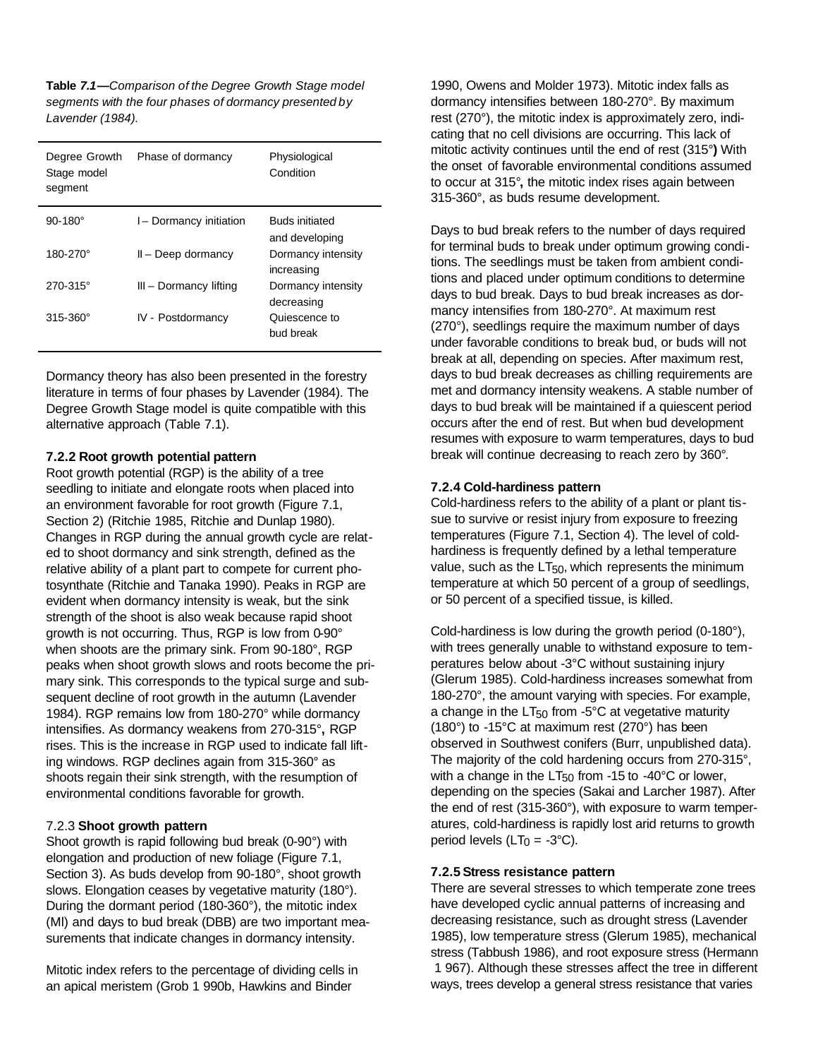**Table *7.1*—***Comparison of the Degree Growth Stage model segments with the four phases of dormancy presented by Lavender (1984).*

| Degree Growth Stage model segment | Phase of dormancy | Physiological Condition |
|---|---|---|
| 90-180° | I – Dormancy initiation | Buds initiated and developing |
| 180-270° | II – Deep dormancy | Dormancy intensity increasing |
| 270-315° | III – Dormancy lifting | Dormancy intensity decreasing |
| 315-360° | IV - Postdormancy | Quiescence to bud break |

Dormancy theory has also been presented in the forestry literature in terms of four phases by Lavender (1984). The Degree Growth Stage model is quite compatible with this alternative approach (Table 7.1).

### 7.2.2 Root growth potential pattern

Root growth potential (RGP) is the ability of a tree seedling to initiate and elongate roots when placed into an environment favorable for root growth (Figure 7.1, Section 2) (Ritchie 1985, Ritchie and Dunlap 1980). Changes in RGP during the annual growth cycle are related to shoot dormancy and sink strength, defined as the relative ability of a plant part to compete for current photosynthate (Ritchie and Tanaka 1990). Peaks in RGP are evident when dormancy intensity is weak, but the sink strength of the shoot is also weak because rapid shoot growth is not occurring. Thus, RGP is low from 0-90° when shoots are the primary sink. From 90-180°, RGP peaks when shoot growth slows and roots become the primary sink. This corresponds to the typical surge and subsequent decline of root growth in the autumn (Lavender 1984). RGP remains low from 180-270° while dormancy intensifies. As dormancy weakens from 270-315°, RGP rises. This is the increase in RGP used to indicate fall lifting windows. RGP declines again from 315-360° as shoots regain their sink strength, with the resumption of environmental conditions favorable for growth.

### 7.2.3 Shoot growth pattern

Shoot growth is rapid following bud break (0-90°) with elongation and production of new foliage (Figure 7.1, Section 3). As buds develop from 90-180°, shoot growth slows. Elongation ceases by vegetative maturity (180°). During the dormant period (180-360°), the mitotic index (MI) and days to bud break (DBB) are two important measurements that indicate changes in dormancy intensity.

Mitotic index refers to the percentage of dividing cells in an apical meristem (Grob 1990b, Hawkins and Binder 1990, Owens and Molder 1973). Mitotic index falls as dormancy intensifies between 180-270°. By maximum rest (270°), the mitotic index is approximately zero, indicating that no cell divisions are occurring. This lack of mitotic activity continues until the end of rest (315°) With the onset of favorable environmental conditions assumed to occur at 315°, the mitotic index rises again between 315-360°, as buds resume development.

Days to bud break refers to the number of days required for terminal buds to break under optimum growing conditions. The seedlings must be taken from ambient conditions and placed under optimum conditions to determine days to bud break. Days to bud break increases as dormancy intensifies from 180-270°. At maximum rest (270°), seedlings require the maximum number of days under favorable conditions to break bud, or buds will not break at all, depending on species. After maximum rest, days to bud break decreases as chilling requirements are met and dormancy intensity weakens. A stable number of days to bud break will be maintained if a quiescent period occurs after the end of rest. But when bud development resumes with exposure to warm temperatures, days to bud break will continue decreasing to reach zero by 360°.

### 7.2.4 Cold-hardiness pattern

Cold-hardiness refers to the ability of a plant or plant tissue to survive or resist injury from exposure to freezing temperatures (Figure 7.1, Section 4). The level of cold-hardiness is frequently defined by a lethal temperature value, such as the $LT_{50}$, which represents the minimum temperature at which 50 percent of a group of seedlings, or 50 percent of a specified tissue, is killed.

Cold-hardiness is low during the growth period (0-180°), with trees generally unable to withstand exposure to temperatures below about -3°C without sustaining injury (Glerum 1985). Cold-hardiness increases somewhat from 180-270°, the amount varying with species. For example, a change in the $LT_{50}$ from -5°C at vegetative maturity (180°) to -15°C at maximum rest (270°) has been observed in Southwest conifers (Burr, unpublished data). The majority of the cold hardening occurs from 270-315°, with a change in the $LT_{50}$ from -15 to -40°C or lower, depending on the species (Sakai and Larcher 1987). After the end of rest (315-360°), with exposure to warm temperatures, cold-hardiness is rapidly lost arid returns to growth period levels ($LT_0$ = -3°C).

### 7.2.5 Stress resistance pattern

There are several stresses to which temperate zone trees have developed cyclic annual patterns of increasing and decreasing resistance, such as drought stress (Lavender 1985), low temperature stress (Glerum 1985), mechanical stress (Tabbush 1986), and root exposure stress (Hermann 1967). Although these stresses affect the tree in different ways, trees develop a general stress resistance that varies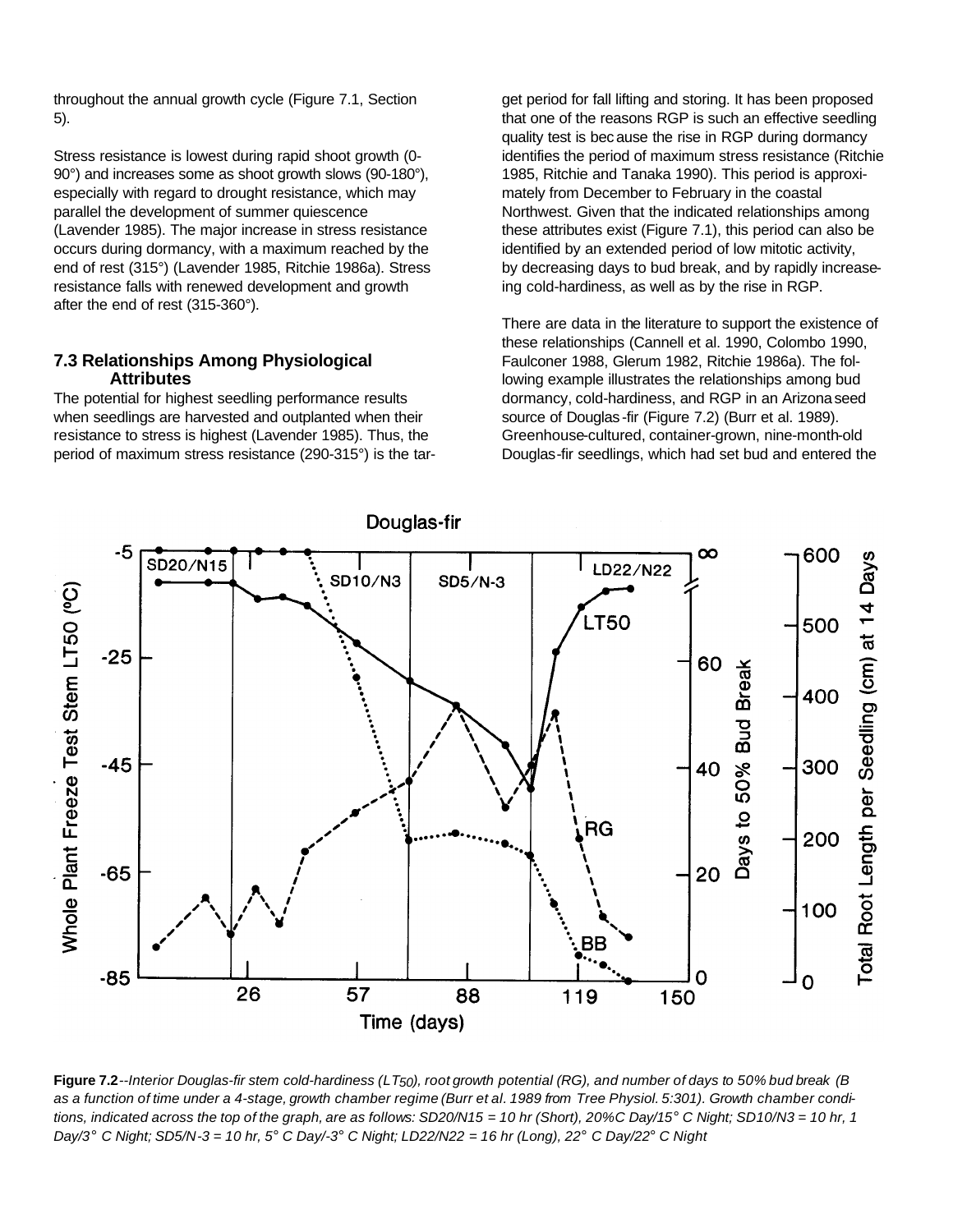throughout the annual growth cycle (Figure 7.1, Section 5).

Stress resistance is lowest during rapid shoot growth (0-90°) and increases some as shoot growth slows (90-180°), especially with regard to drought resistance, which may parallel the development of summer quiescence (Lavender 1985). The major increase in stress resistance occurs during dormancy, with a maximum reached by the end of rest (315°) (Lavender 1985, Ritchie 1986a). Stress resistance falls with renewed development and growth after the end of rest (315-360°).

### 7.3 Relationships Among Physiological Attributes

The potential for highest seedling performance results when seedlings are harvested and outplanted when their resistance to stress is highest (Lavender 1985). Thus, the period of maximum stress resistance (290-315°) is the target period for fall lifting and storing. It has been proposed that one of the reasons RGP is such an effective seedling quality test is because the rise in RGP during dormancy identifies the period of maximum stress resistance (Ritchie 1985, Ritchie and Tanaka 1990). This period is approximately from December to February in the coastal Northwest. Given that the indicated relationships among these attributes exist (Figure 7.1), this period can also be identified by an extended period of low mitotic activity, by decreasing days to bud break, and by rapidly increaseing cold-hardiness, as well as by the rise in RGP.

There are data in the literature to support the existence of these relationships (Cannell et al. 1990, Colombo 1990, Faulconer 1988, Glerum 1982, Ritchie 1986a). The following example illustrates the relationships among bud dormancy, cold-hardiness, and RGP in an Arizona seed source of Douglas-fir (Figure 7.2) (Burr et al. 1989). Greenhouse-cultured, container-grown, nine-month-old Douglas-fir seedlings, which had set bud and entered the

**Figure 7.2**--*Interior Douglas-fir stem cold-hardiness ($LT_{50}$), root growth potential (RG), and number of days to 50% bud break (B as a function of time under a 4-stage, growth chamber regime (Burr et al. 1989 from Tree Physiol. 5:301). Growth chamber conditions, indicated across the top of the graph, are as follows: SD20/N15 = 10 hr (Short), 20%C Day/15° C Night; SD10/N3 = 10 hr, 1 Day/3° C Night; SD5/N-3 = 10 hr, 5° C Day/-3° C Night; LD22/N22 = 16 hr (Long), 22° C Day/22° C Night*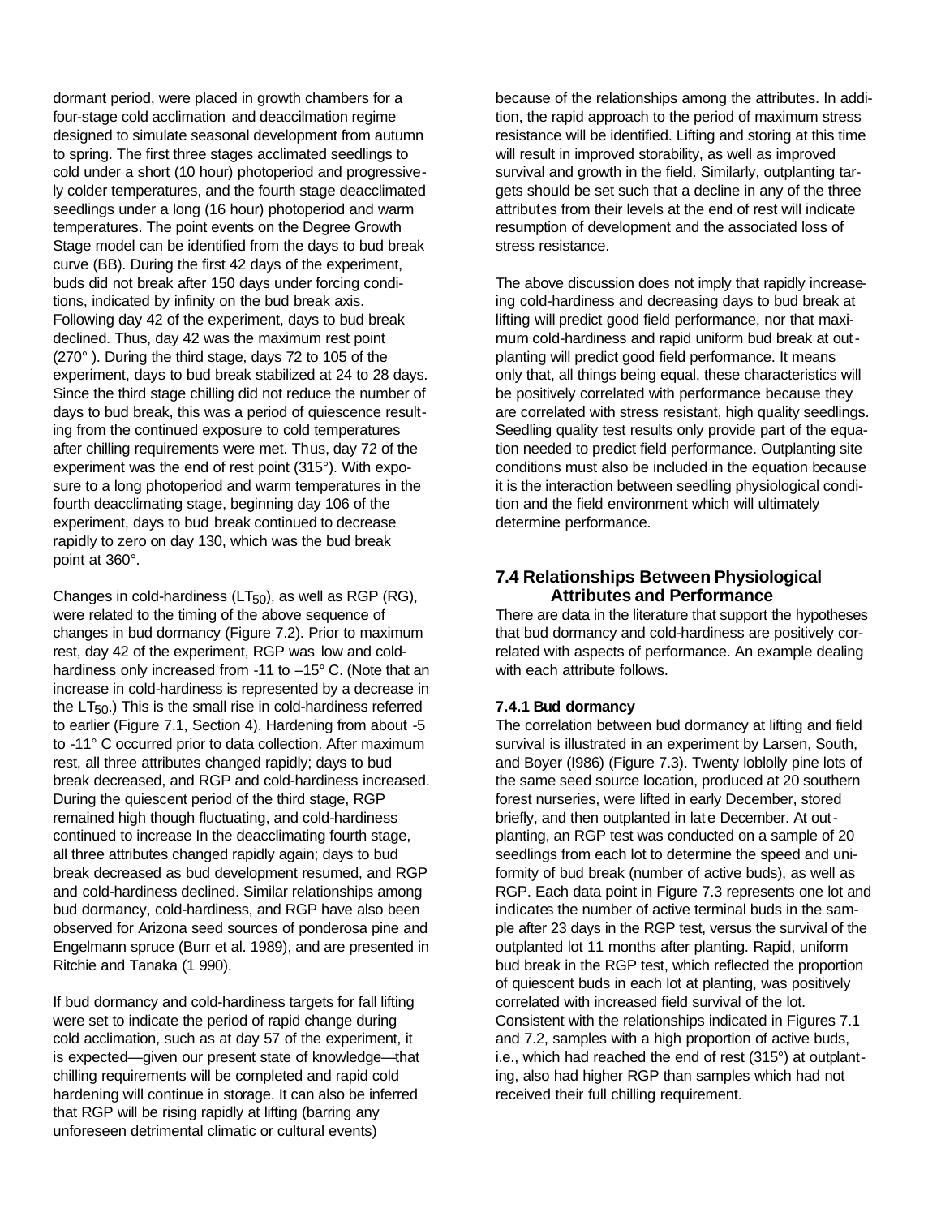dormant period, were placed in growth chambers for a four-stage cold acclimation and deaccilmation regime designed to simulate seasonal development from autumn to spring. The first three stages acclimated seedlings to cold under a short (10 hour) photoperiod and progressively colder temperatures, and the fourth stage deacclimated seedlings under a long (16 hour) photoperiod and warm temperatures. The point events on the Degree Growth Stage model can be identified from the days to bud break curve (BB). During the first 42 days of the experiment, buds did not break after 150 days under forcing conditions, indicated by infinity on the bud break axis. Following day 42 of the experiment, days to bud break declined. Thus, day 42 was the maximum rest point (270° ). During the third stage, days 72 to 105 of the experiment, days to bud break stabilized at 24 to 28 days. Since the third stage chilling did not reduce the number of days to bud break, this was a period of quiescence resulting from the continued exposure to cold temperatures after chilling requirements were met. Thus, day 72 of the experiment was the end of rest point (315°). With exposure to a long photoperiod and warm temperatures in the fourth deacclimating stage, beginning day 106 of the experiment, days to bud break continued to decrease rapidly to zero on day 130, which was the bud break point at 360°.

Changes in cold-hardiness ($LT_{50}$), as well as RGP (RG), were related to the timing of the above sequence of changes in bud dormancy (Figure 7.2). Prior to maximum rest, day 42 of the experiment, RGP was low and cold-hardiness only increased from -11 to –15° C. (Note that an increase in cold-hardiness is represented by a decrease in the $LT_{50}$.) This is the small rise in cold-hardiness referred to earlier (Figure 7.1, Section 4). Hardening from about -5 to -11° C occurred prior to data collection. After maximum rest, all three attributes changed rapidly; days to bud break decreased, and RGP and cold-hardiness increased. During the quiescent period of the third stage, RGP remained high though fluctuating, and cold-hardiness continued to increase In the deacclimating fourth stage, all three attributes changed rapidly again; days to bud break decreased as bud development resumed, and RGP and cold-hardiness declined. Similar relationships among bud dormancy, cold-hardiness, and RGP have also been observed for Arizona seed sources of ponderosa pine and Engelmann spruce (Burr et al. 1989), and are presented in Ritchie and Tanaka (1 990).

If bud dormancy and cold-hardiness targets for fall lifting were set to indicate the period of rapid change during cold acclimation, such as at day 57 of the experiment, it is expected—given our present state of knowledge—that chilling requirements will be completed and rapid cold hardening will continue in storage. It can also be inferred that RGP will be rising rapidly at lifting (barring any unforeseen detrimental climatic or cultural events) because of the relationships among the attributes. In addition, the rapid approach to the period of maximum stress resistance will be identified. Lifting and storing at this time will result in improved storability, as well as improved survival and growth in the field. Similarly, outplanting targets should be set such that a decline in any of the three attributes from their levels at the end of rest will indicate resumption of development and the associated loss of stress resistance.

The above discussion does not imply that rapidly increaseing cold-hardiness and decreasing days to bud break at lifting will predict good field performance, nor that maximum cold-hardiness and rapid uniform bud break at outplanting will predict good field performance. It means only that, all things being equal, these characteristics will be positively correlated with performance because they are correlated with stress resistant, high quality seedlings. Seedling quality test results only provide part of the equation needed to predict field performance. Outplanting site conditions must also be included in the equation because it is the interaction between seedling physiological condition and the field environment which will ultimately determine performance.

## 7.4 Relationships Between Physiological Attributes and Performance

There are data in the literature that support the hypotheses that bud dormancy and cold-hardiness are positively correlated with aspects of performance. An example dealing with each attribute follows.

### 7.4.1 Bud dormancy

The correlation between bud dormancy at lifting and field survival is illustrated in an experiment by Larsen, South, and Boyer (I986) (Figure 7.3). Twenty loblolly pine lots of the same seed source location, produced at 20 southern forest nurseries, were lifted in early December, stored briefly, and then outplanted in late December. At outplanting, an RGP test was conducted on a sample of 20 seedlings from each lot to determine the speed and uniformity of bud break (number of active buds), as well as RGP. Each data point in Figure 7.3 represents one lot and indicates the number of active terminal buds in the sample after 23 days in the RGP test, versus the survival of the outplanted lot 11 months after planting. Rapid, uniform bud break in the RGP test, which reflected the proportion of quiescent buds in each lot at planting, was positively correlated with increased field survival of the lot. Consistent with the relationships indicated in Figures 7.1 and 7.2, samples with a high proportion of active buds, i.e., which had reached the end of rest (315°) at outplanting, also had higher RGP than samples which had not received their full chilling requirement.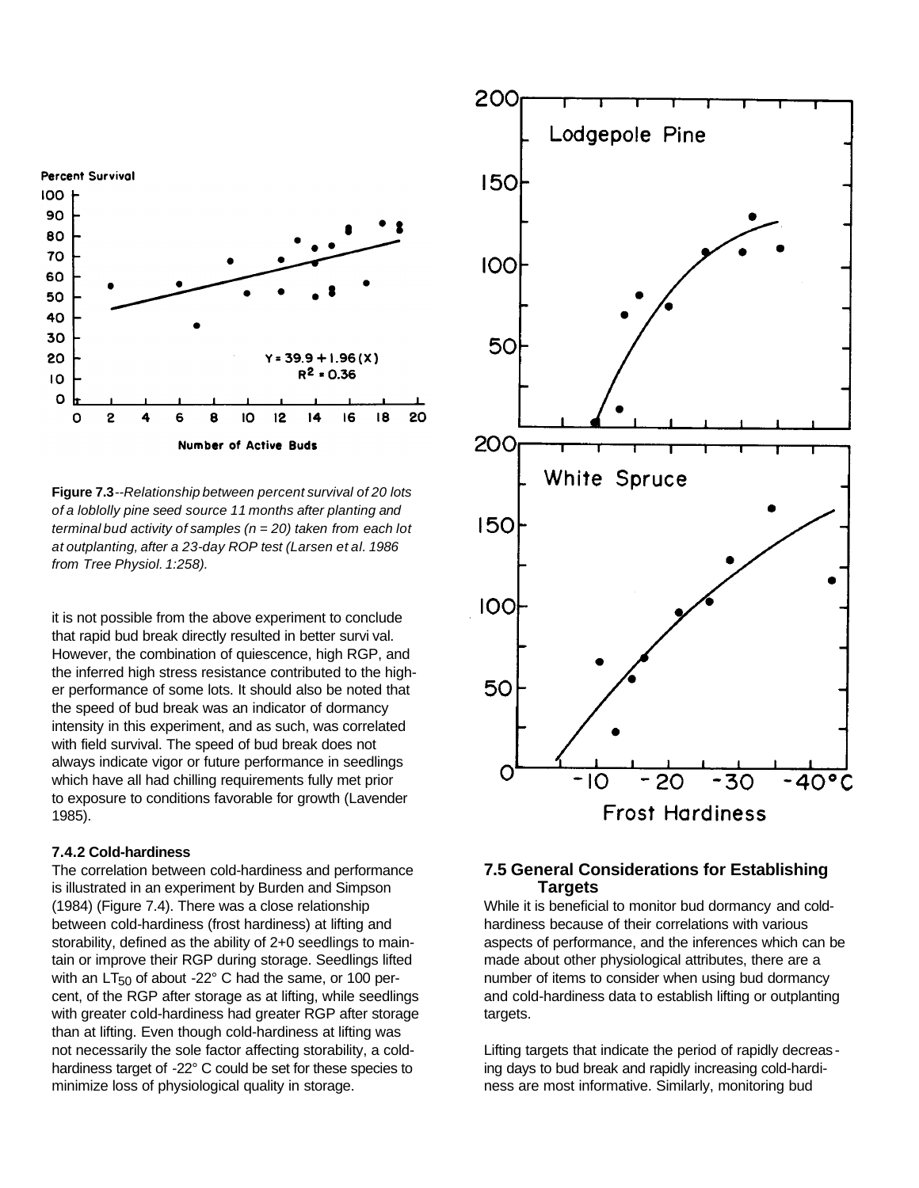Figure 7.3--*Relationship between percent survival of 20 lots of a loblolly pine seed source 11 months after planting and terminal bud activity of samples (n = 20) taken from each lot at outplanting, after a 23-day ROP test (Larsen et al. 1986 from Tree Physiol. 1:258).*

it is not possible from the above experiment to conclude that rapid bud break directly resulted in better survival. However, the combination of quiescence, high RGP, and the inferred high stress resistance contributed to the higher performance of some lots. It should also be noted that the speed of bud break was an indicator of dormancy intensity in this experiment, and as such, was correlated with field survival. The speed of bud break does not always indicate vigor or future performance in seedlings which have all had chilling requirements fully met prior to exposure to conditions favorable for growth (Lavender 1985).

#### 7.4.2 Cold-hardiness

The correlation between cold-hardiness and performance is illustrated in an experiment by Burden and Simpson (1984) (Figure 7.4). There was a close relationship between cold-hardiness (frost hardiness) at lifting and storability, defined as the ability of 2+0 seedlings to maintain or improve their RGP during storage. Seedlings lifted with an $LT_{50}$ of about -22° C had the same, or 100 percent, of the RGP after storage as at lifting, while seedlings with greater cold-hardiness had greater RGP after storage than at lifting. Even though cold-hardiness at lifting was not necessarily the sole factor affecting storability, a cold-hardiness target of -22° C could be set for these species to minimize loss of physiological quality in storage.

### 7.5 General Considerations for Establishing Targets

While it is beneficial to monitor bud dormancy and cold-hardiness because of their correlations with various aspects of performance, and the inferences which can be made about other physiological attributes, there are a number of items to consider when using bud dormancy and cold-hardiness data to establish lifting or outplanting targets.

Lifting targets that indicate the period of rapidly decreasing days to bud break and rapidly increasing cold-hardiness are most informative. Similarly, monitoring bud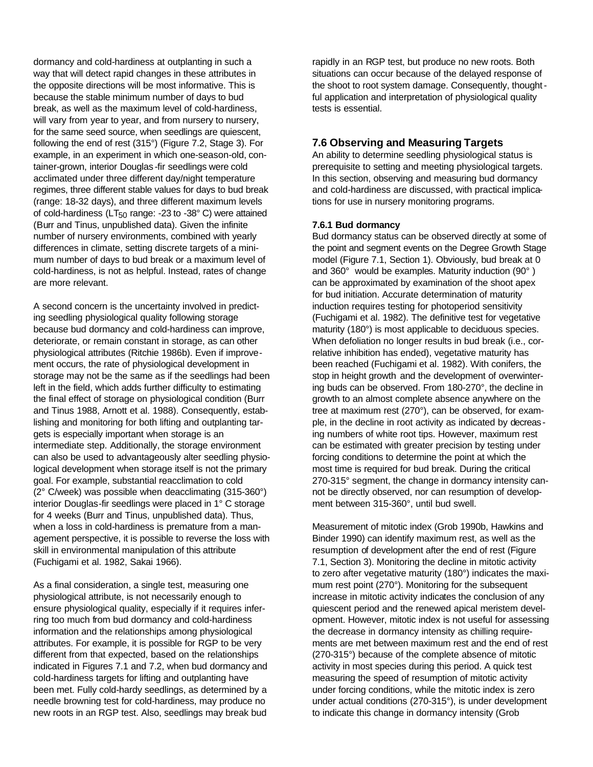dormancy and cold-hardiness at outplanting in such a way that will detect rapid changes in these attributes in the opposite directions will be most informative. This is because the stable minimum number of days to bud break, as well as the maximum level of cold-hardiness, will vary from year to year, and from nursery to nursery, for the same seed source, when seedlings are quiescent, following the end of rest (315°) (Figure 7.2, Stage 3). For example, in an experiment in which one-season-old, container-grown, interior Douglas-fir seedlings were cold acclimated under three different day/night temperature regimes, three different stable values for days to bud break (range: 18-32 days), and three different maximum levels of cold-hardiness ($LT_{50}$ range: -23 to -38° C) were attained (Burr and Tinus, unpublished data). Given the infinite number of nursery environments, combined with yearly differences in climate, setting discrete targets of a minimum number of days to bud break or a maximum level of cold-hardiness, is not as helpful. Instead, rates of change are more relevant.

A second concern is the uncertainty involved in predicting seedling physiological quality following storage because bud dormancy and cold-hardiness can improve, deteriorate, or remain constant in storage, as can other physiological attributes (Ritchie 1986b). Even if improvement occurs, the rate of physiological development in storage may not be the same as if the seedlings had been left in the field, which adds further difficulty to estimating the final effect of storage on physiological condition (Burr and Tinus 1988, Arnott et al. 1988). Consequently, establishing and monitoring for both lifting and outplanting targets is especially important when storage is an intermediate step. Additionally, the storage environment can also be used to advantageously alter seedling physiological development when storage itself is not the primary goal. For example, substantial reacclimation to cold (2° C/week) was possible when deacclimating (315-360°) interior Douglas-fir seedlings were placed in 1° C storage for 4 weeks (Burr and Tinus, unpublished data). Thus, when a loss in cold-hardiness is premature from a management perspective, it is possible to reverse the loss with skill in environmental manipulation of this attribute (Fuchigami et al. 1982, Sakai 1966).

As a final consideration, a single test, measuring one physiological attribute, is not necessarily enough to ensure physiological quality, especially if it requires inferring too much from bud dormancy and cold-hardiness information and the relationships among physiological attributes. For example, it is possible for RGP to be very different from that expected, based on the relationships indicated in Figures 7.1 and 7.2, when bud dormancy and cold-hardiness targets for lifting and outplanting have been met. Fully cold-hardy seedlings, as determined by a needle browning test for cold-hardiness, may produce no new roots in an RGP test. Also, seedlings may break bud rapidly in an RGP test, but produce no new roots. Both situations can occur because of the delayed response of the shoot to root system damage. Consequently, thoughtful application and interpretation of physiological quality tests is essential.

## 7.6 Observing and Measuring Targets

An ability to determine seedling physiological status is prerequisite to setting and meeting physiological targets. In this section, observing and measuring bud dormancy and cold-hardiness are discussed, with practical implications for use in nursery monitoring programs.

### 7.6.1 Bud dormancy

Bud dormancy status can be observed directly at some of the point and segment events on the Degree Growth Stage model (Figure 7.1, Section 1). Obviously, bud break at 0 and 360° would be examples. Maturity induction (90°) can be approximated by examination of the shoot apex for bud initiation. Accurate determination of maturity induction requires testing for photoperiod sensitivity (Fuchigami et al. 1982). The definitive test for vegetative maturity (180°) is most applicable to deciduous species. When defoliation no longer results in bud break (i.e., correlative inhibition has ended), vegetative maturity has been reached (Fuchigami et al. 1982). With conifers, the stop in height growth and the development of overwintering buds can be observed. From 180-270°, the decline in growth to an almost complete absence anywhere on the tree at maximum rest (270°), can be observed, for example, in the decline in root activity as indicated by decreasing numbers of white root tips. However, maximum rest can be estimated with greater precision by testing under forcing conditions to determine the point at which the most time is required for bud break. During the critical 270-315° segment, the change in dormancy intensity cannot be directly observed, nor can resumption of development between 315-360°, until bud swell.

Measurement of mitotic index (Grob 1990b, Hawkins and Binder 1990) can identify maximum rest, as well as the resumption of development after the end of rest (Figure 7.1, Section 3). Monitoring the decline in mitotic activity to zero after vegetative maturity (180°) indicates the maximum rest point (270°). Monitoring for the subsequent increase in mitotic activity indicates the conclusion of any quiescent period and the renewed apical meristem development. However, mitotic index is not useful for assessing the decrease in dormancy intensity as chilling requirements are met between maximum rest and the end of rest (270-315°) because of the complete absence of mitotic activity in most species during this period. A quick test measuring the speed of resumption of mitotic activity under forcing conditions, while the mitotic index is zero under actual conditions (270-315°), is under development to indicate this change in dormancy intensity (Grob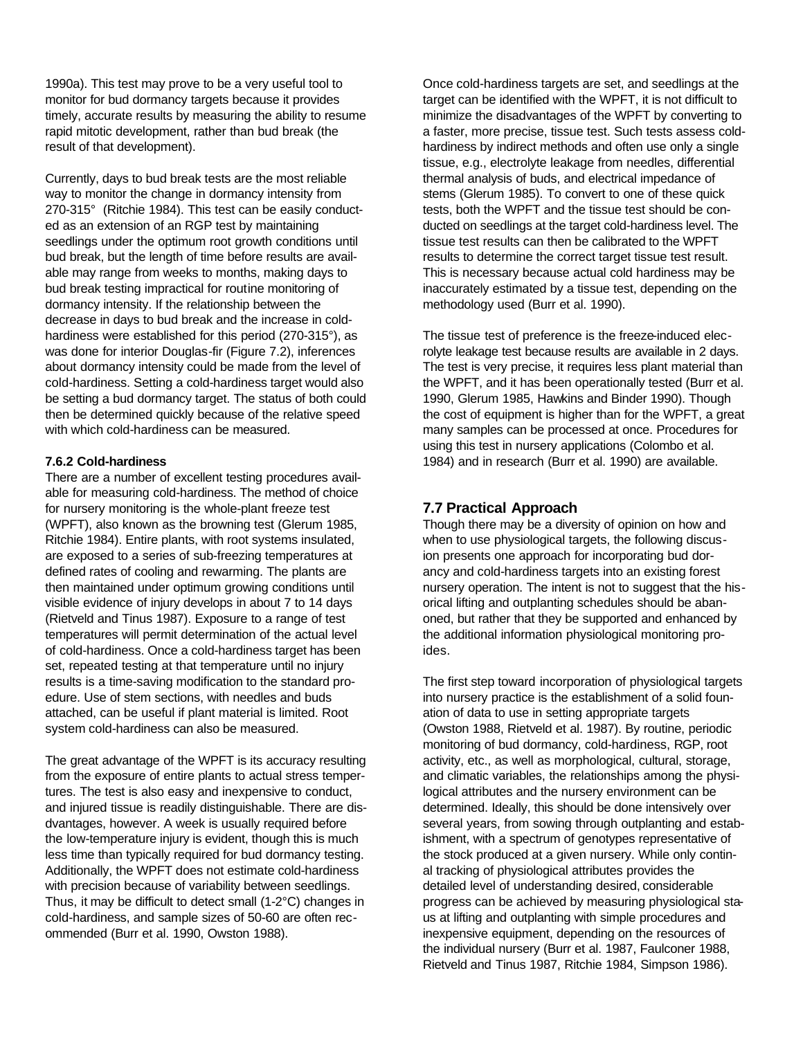1990a). This test may prove to be a very useful tool to monitor for bud dormancy targets because it provides timely, accurate results by measuring the ability to resume rapid mitotic development, rather than bud break (the result of that development).

Currently, days to bud break tests are the most reliable way to monitor the change in dormancy intensity from 270-315° (Ritchie 1984). This test can be easily conducted as an extension of an RGP test by maintaining seedlings under the optimum root growth conditions until bud break, but the length of time before results are available may range from weeks to months, making days to bud break testing impractical for routine monitoring of dormancy intensity. If the relationship between the decrease in days to bud break and the increase in cold-hardiness were established for this period (270-315°), as was done for interior Douglas-fir (Figure 7.2), inferences about dormancy intensity could be made from the level of cold-hardiness. Setting a cold-hardiness target would also be setting a bud dormancy target. The status of both could then be determined quickly because of the relative speed with which cold-hardiness can be measured.

#### 7.6.2 Cold-hardiness

There are a number of excellent testing procedures available for measuring cold-hardiness. The method of choice for nursery monitoring is the whole-plant freeze test (WPFT), also known as the browning test (Glerum 1985, Ritchie 1984). Entire plants, with root systems insulated, are exposed to a series of sub-freezing temperatures at defined rates of cooling and rewarming. The plants are then maintained under optimum growing conditions until visible evidence of injury develops in about 7 to 14 days (Rietveld and Tinus 1987). Exposure to a range of test temperatures will permit determination of the actual level of cold-hardiness. Once a cold-hardiness target has been set, repeated testing at that temperature until no injury results is a time-saving modification to the standard procedure. Use of stem sections, with needles and buds attached, can be useful if plant material is limited. Root system cold-hardiness can also be measured.

The great advantage of the WPFT is its accuracy resulting from the exposure of entire plants to actual stress temperatures. The test is also easy and inexpensive to conduct, and injured tissue is readily distinguishable. There are disadvantages, however. A week is usually required before the low-temperature injury is evident, though this is much less time than typically required for bud dormancy testing. Additionally, the WPFT does not estimate cold-hardiness with precision because of variability between seedlings. Thus, it may be difficult to detect small (1-2°C) changes in cold-hardiness, and sample sizes of 50-60 are often recommended (Burr et al. 1990, Owston 1988).

Once cold-hardiness targets are set, and seedlings at the target can be identified with the WPFT, it is not difficult to minimize the disadvantages of the WPFT by converting to a faster, more precise, tissue test. Such tests assess cold-hardiness by indirect methods and often use only a single tissue, e.g., electrolyte leakage from needles, differential thermal analysis of buds, and electrical impedance of stems (Glerum 1985). To convert to one of these quick tests, both the WPFT and the tissue test should be conducted on seedlings at the target cold-hardiness level. The tissue test results can then be calibrated to the WPFT results to determine the correct target tissue test result. This is necessary because actual cold hardiness may be inaccurately estimated by a tissue test, depending on the methodology used (Burr et al. 1990).

The tissue test of preference is the freeze-induced electrolyte leakage test because results are available in 2 days. The test is very precise, it requires less plant material than the WPFT, and it has been operationally tested (Burr et al. 1990, Glerum 1985, Hawkins and Binder 1990). Though the cost of equipment is higher than for the WPFT, a great many samples can be processed at once. Procedures for using this test in nursery applications (Colombo et al. 1984) and in research (Burr et al. 1990) are available.

### 7.7 Practical Approach

Though there may be a diversity of opinion on how and when to use physiological targets, the following discussion presents one approach for incorporating bud dorancy and cold-hardiness targets into an existing forest nursery operation. The intent is not to suggest that the historical lifting and outplanting schedules should be abanoned, but rather that they be supported and enhanced by the additional information physiological monitoring proides.

The first step toward incorporation of physiological targets into nursery practice is the establishment of a solid founation of data to use in setting appropriate targets (Owston 1988, Rietveld et al. 1987). By routine, periodic monitoring of bud dormancy, cold-hardiness, RGP, root activity, etc., as well as morphological, cultural, storage, and climatic variables, the relationships among the physilogical attributes and the nursery environment can be determined. Ideally, this should be done intensively over several years, from sowing through outplanting and estabishment, with a spectrum of genotypes representative of the stock produced at a given nursery. While only continal tracking of physiological attributes provides the detailed level of understanding desired, considerable progress can be achieved by measuring physiological staus at lifting and outplanting with simple procedures and inexpensive equipment, depending on the resources of the individual nursery (Burr et al. 1987, Faulconer 1988, Rietveld and Tinus 1987, Ritchie 1984, Simpson 1986).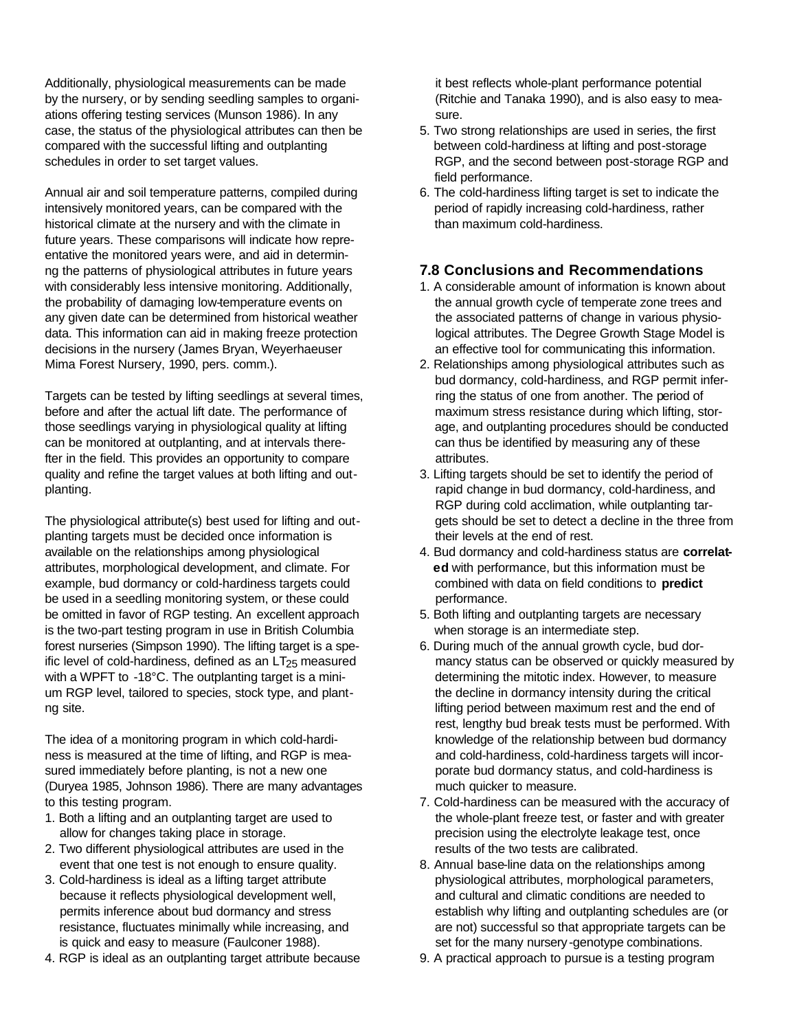Additionally, physiological measurements can be made by the nursery, or by sending seedling samples to organiations offering testing services (Munson 1986). In any case, the status of the physiological attributes can then be compared with the successful lifting and outplanting schedules in order to set target values.

Annual air and soil temperature patterns, compiled during intensively monitored years, can be compared with the historical climate at the nursery and with the climate in future years. These comparisons will indicate how repreentative the monitored years were, and aid in determinng the patterns of physiological attributes in future years with considerably less intensive monitoring. Additionally, the probability of damaging low-temperature events on any given date can be determined from historical weather data. This information can aid in making freeze protection decisions in the nursery (James Bryan, Weyerhaeuser Mima Forest Nursery, 1990, pers. comm.).

Targets can be tested by lifting seedlings at several times, before and after the actual lift date. The performance of those seedlings varying in physiological quality at lifting can be monitored at outplanting, and at intervals therefter in the field. This provides an opportunity to compare quality and refine the target values at both lifting and outplanting.

The physiological attribute(s) best used for lifting and outplanting targets must be decided once information is available on the relationships among physiological attributes, morphological development, and climate. For example, bud dormancy or cold-hardiness targets could be used in a seedling monitoring system, or these could be omitted in favor of RGP testing. An excellent approach is the two-part testing program in use in British Columbia forest nurseries (Simpson 1990). The lifting target is a specific level of cold-hardiness, defined as an $LT_{25}$ measured with a WPFT to -18°C. The outplanting target is a minium RGP level, tailored to species, stock type, and plantng site.

The idea of a monitoring program in which cold-hardiness is measured at the time of lifting, and RGP is measured immediately before planting, is not a new one (Duryea 1985, Johnson 1986). There are many advantages to this testing program.

1. Both a lifting and an outplanting target are used to allow for changes taking place in storage.
2. Two different physiological attributes are used in the event that one test is not enough to ensure quality.
3. Cold-hardiness is ideal as a lifting target attribute because it reflects physiological development well, permits inference about bud dormancy and stress resistance, fluctuates minimally while increasing, and is quick and easy to measure (Faulconer 1988).
4. RGP is ideal as an outplanting target attribute because it best reflects whole-plant performance potential (Ritchie and Tanaka 1990), and is also easy to measure.
5. Two strong relationships are used in series, the first between cold-hardiness at lifting and post-storage RGP, and the second between post-storage RGP and field performance.
6. The cold-hardiness lifting target is set to indicate the period of rapidly increasing cold-hardiness, rather than maximum cold-hardiness.

## 7.8 Conclusions and Recommendations

1. A considerable amount of information is known about the annual growth cycle of temperate zone trees and the associated patterns of change in various physiological attributes. The Degree Growth Stage Model is an effective tool for communicating this information.
2. Relationships among physiological attributes such as bud dormancy, cold-hardiness, and RGP permit inferring the status of one from another. The period of maximum stress resistance during which lifting, storage, and outplanting procedures should be conducted can thus be identified by measuring any of these attributes.
3. Lifting targets should be set to identify the period of rapid change in bud dormancy, cold-hardiness, and RGP during cold acclimation, while outplanting targets should be set to detect a decline in the three from their levels at the end of rest.
4. Bud dormancy and cold-hardiness status are **correlated** with performance, but this information must be combined with data on field conditions to **predict** performance.
5. Both lifting and outplanting targets are necessary when storage is an intermediate step.
6. During much of the annual growth cycle, bud dormancy status can be observed or quickly measured by determining the mitotic index. However, to measure the decline in dormancy intensity during the critical lifting period between maximum rest and the end of rest, lengthy bud break tests must be performed. With knowledge of the relationship between bud dormancy and cold-hardiness, cold-hardiness targets will incorporate bud dormancy status, and cold-hardiness is much quicker to measure.
7. Cold-hardiness can be measured with the accuracy of the whole-plant freeze test, or faster and with greater precision using the electrolyte leakage test, once results of the two tests are calibrated.
8. Annual base-line data on the relationships among physiological attributes, morphological parameters, and cultural and climatic conditions are needed to establish why lifting and outplanting schedules are (or are not) successful so that appropriate targets can be set for the many nursery-genotype combinations.
9. A practical approach to pursue is a testing program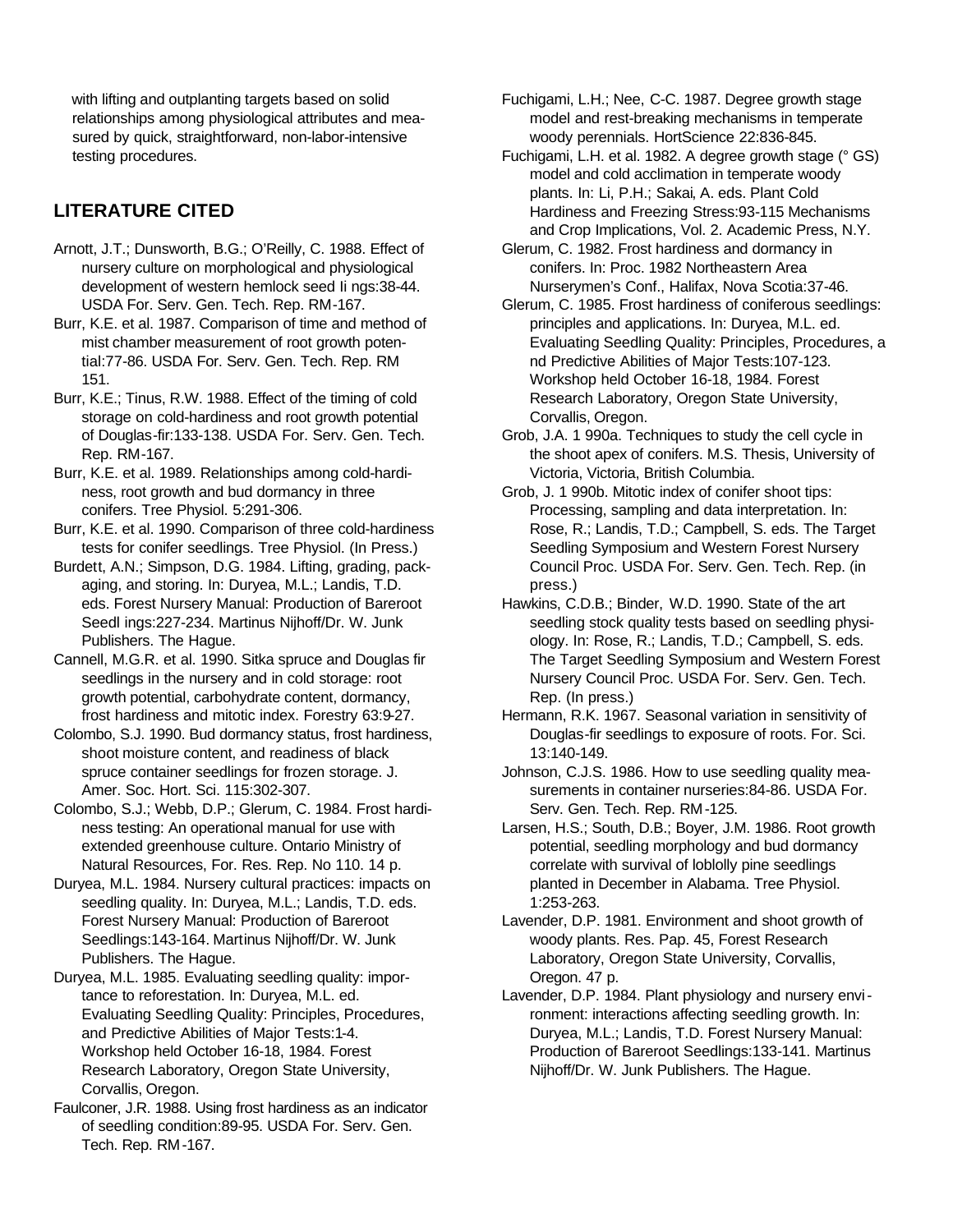with lifting and outplanting targets based on solid relationships among physiological attributes and measured by quick, straightforward, non-labor-intensive testing procedures.

## LITERATURE CITED

Arnott, J.T.; Dunsworth, B.G.; O'Reilly, C. 1988. Effect of nursery culture on morphological and physiological development of western hemlock seed Ii ngs:38-44. USDA For. Serv. Gen. Tech. Rep. RM-167.

Burr, K.E. et al. 1987. Comparison of time and method of mist chamber measurement of root growth potential:77-86. USDA For. Serv. Gen. Tech. Rep. RM 151.

Burr, K.E.; Tinus, R.W. 1988. Effect of the timing of cold storage on cold-hardiness and root growth potential of Douglas-fir:133-138. USDA For. Serv. Gen. Tech. Rep. RM-167.

Burr, K.E. et al. 1989. Relationships among cold-hardiness, root growth and bud dormancy in three conifers. Tree Physiol. 5:291-306.

Burr, K.E. et al. 1990. Comparison of three cold-hardiness tests for conifer seedlings. Tree Physiol. (In Press.)

Burdett, A.N.; Simpson, D.G. 1984. Lifting, grading, packaging, and storing. In: Duryea, M.L.; Landis, T.D. eds. Forest Nursery Manual: Production of Bareroot Seedl ings:227-234. Martinus Nijhoff/Dr. W. Junk Publishers. The Hague.

Cannell, M.G.R. et al. 1990. Sitka spruce and Douglas fir seedlings in the nursery and in cold storage: root growth potential, carbohydrate content, dormancy, frost hardiness and mitotic index. Forestry 63:9-27.

Colombo, S.J. 1990. Bud dormancy status, frost hardiness, shoot moisture content, and readiness of black spruce container seedlings for frozen storage. J. Amer. Soc. Hort. Sci. 115:302-307.

Colombo, S.J.; Webb, D.P.; Glerum, C. 1984. Frost hardiness testing: An operational manual for use with extended greenhouse culture. Ontario Ministry of Natural Resources, For. Res. Rep. No 110. 14 p.

Duryea, M.L. 1984. Nursery cultural practices: impacts on seedling quality. In: Duryea, M.L.; Landis, T.D. eds. Forest Nursery Manual: Production of Bareroot Seedlings:143-164. Martinus Nijhoff/Dr. W. Junk Publishers. The Hague.

Duryea, M.L. 1985. Evaluating seedling quality: importance to reforestation. In: Duryea, M.L. ed. Evaluating Seedling Quality: Principles, Procedures, and Predictive Abilities of Major Tests:1-4. Workshop held October 16-18, 1984. Forest Research Laboratory, Oregon State University, Corvallis, Oregon.

Faulconer, J.R. 1988. Using frost hardiness as an indicator of seedling condition:89-95. USDA For. Serv. Gen. Tech. Rep. RM-167.

Fuchigami, L.H.; Nee, C-C. 1987. Degree growth stage model and rest-breaking mechanisms in temperate woody perennials. HortScience 22:836-845.

Fuchigami, L.H. et al. 1982. A degree growth stage (° GS) model and cold acclimation in temperate woody plants. In: Li, P.H.; Sakai, A. eds. Plant Cold Hardiness and Freezing Stress:93-115 Mechanisms and Crop Implications, Vol. 2. Academic Press, N.Y.

Glerum, C. 1982. Frost hardiness and dormancy in conifers. In: Proc. 1982 Northeastern Area Nurserymen's Conf., Halifax, Nova Scotia:37-46.

Glerum, C. 1985. Frost hardiness of coniferous seedlings: principles and applications. In: Duryea, M.L. ed. Evaluating Seedling Quality: Principles, Procedures, a nd Predictive Abilities of Major Tests:107-123. Workshop held October 16-18, 1984. Forest Research Laboratory, Oregon State University, Corvallis, Oregon.

Grob, J.A. 1 990a. Techniques to study the cell cycle in the shoot apex of conifers. M.S. Thesis, University of Victoria, Victoria, British Columbia.

Grob, J. 1 990b. Mitotic index of conifer shoot tips: Processing, sampling and data interpretation. In: Rose, R.; Landis, T.D.; Campbell, S. eds. The Target Seedling Symposium and Western Forest Nursery Council Proc. USDA For. Serv. Gen. Tech. Rep. (in press.)

Hawkins, C.D.B.; Binder, W.D. 1990. State of the art seedling stock quality tests based on seedling physiology. In: Rose, R.; Landis, T.D.; Campbell, S. eds. The Target Seedling Symposium and Western Forest Nursery Council Proc. USDA For. Serv. Gen. Tech. Rep. (In press.)

Hermann, R.K. 1967. Seasonal variation in sensitivity of Douglas-fir seedlings to exposure of roots. For. Sci. 13:140-149.

Johnson, C.J.S. 1986. How to use seedling quality measurements in container nurseries:84-86. USDA For. Serv. Gen. Tech. Rep. RM-125.

Larsen, H.S.; South, D.B.; Boyer, J.M. 1986. Root growth potential, seedling morphology and bud dormancy correlate with survival of loblolly pine seedlings planted in December in Alabama. Tree Physiol. 1:253-263.

Lavender, D.P. 1981. Environment and shoot growth of woody plants. Res. Pap. 45, Forest Research Laboratory, Oregon State University, Corvallis, Oregon. 47 p.

Lavender, D.P. 1984. Plant physiology and nursery environment: interactions affecting seedling growth. In: Duryea, M.L.; Landis, T.D. Forest Nursery Manual: Production of Bareroot Seedlings:133-141. Martinus Nijhoff/Dr. W. Junk Publishers. The Hague.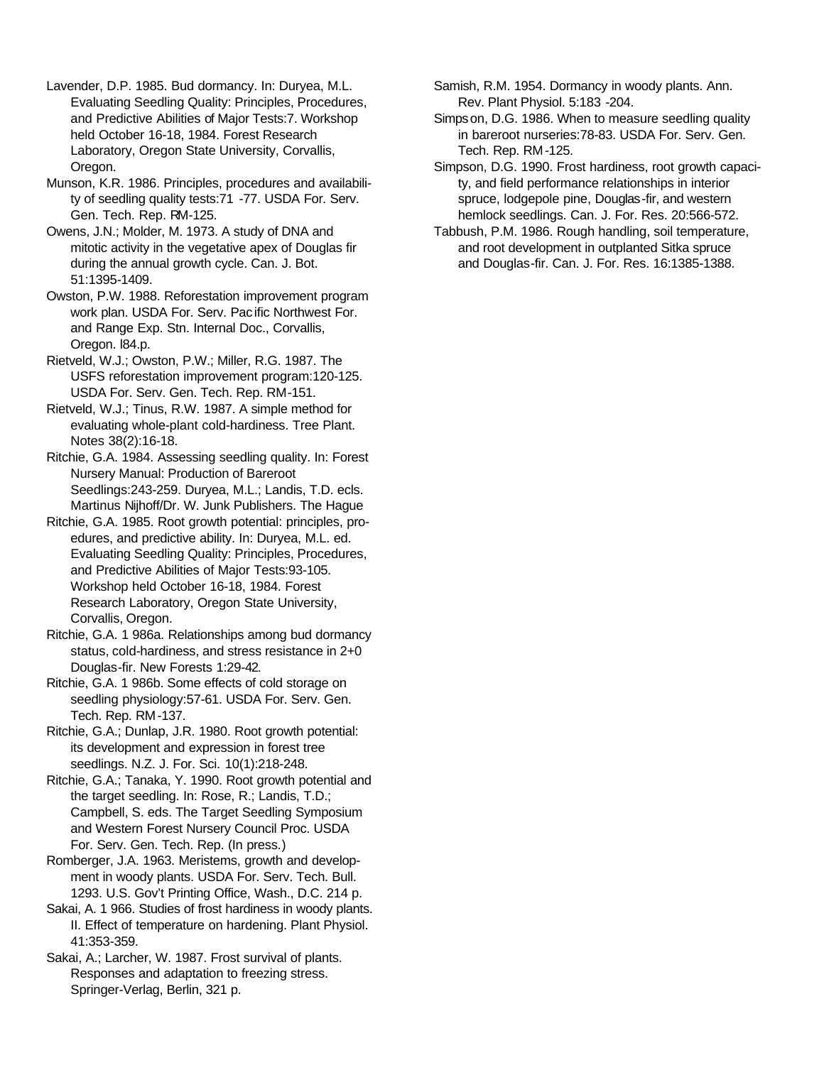Lavender, D.P. 1985. Bud dormancy. In: Duryea, M.L. Evaluating Seedling Quality: Principles, Procedures, and Predictive Abilities of Major Tests:7. Workshop held October 16-18, 1984. Forest Research Laboratory, Oregon State University, Corvallis, Oregon.

Munson, K.R. 1986. Principles, procedures and availability of seedling quality tests:71 -77. USDA For. Serv. Gen. Tech. Rep. RM-125.

Owens, J.N.; Molder, M. 1973. A study of DNA and mitotic activity in the vegetative apex of Douglas fir during the annual growth cycle. Can. J. Bot. 51:1395-1409.

Owston, P.W. 1988. Reforestation improvement program work plan. USDA For. Serv. Pacific Northwest For. and Range Exp. Stn. Internal Doc., Corvallis, Oregon. l84.p.

Rietveld, W.J.; Owston, P.W.; Miller, R.G. 1987. The USFS reforestation improvement program:120-125. USDA For. Serv. Gen. Tech. Rep. RM-151.

Rietveld, W.J.; Tinus, R.W. 1987. A simple method for evaluating whole-plant cold-hardiness. Tree Plant. Notes 38(2):16-18.

Ritchie, G.A. 1984. Assessing seedling quality. In: Forest Nursery Manual: Production of Bareroot Seedlings:243-259. Duryea, M.L.; Landis, T.D. ecls. Martinus Nijhoff/Dr. W. Junk Publishers. The Hague

Ritchie, G.A. 1985. Root growth potential: principles, proedures, and predictive ability. In: Duryea, M.L. ed. Evaluating Seedling Quality: Principles, Procedures, and Predictive Abilities of Major Tests:93-105. Workshop held October 16-18, 1984. Forest Research Laboratory, Oregon State University, Corvallis, Oregon.

Ritchie, G.A. 1 986a. Relationships among bud dormancy status, cold-hardiness, and stress resistance in 2+0 Douglas-fir. New Forests 1:29-42.

Ritchie, G.A. 1 986b. Some effects of cold storage on seedling physiology:57-61. USDA For. Serv. Gen. Tech. Rep. RM-137.

Ritchie, G.A.; Dunlap, J.R. 1980. Root growth potential: its development and expression in forest tree seedlings. N.Z. J. For. Sci. 10(1):218-248.

Ritchie, G.A.; Tanaka, Y. 1990. Root growth potential and the target seedling. In: Rose, R.; Landis, T.D.; Campbell, S. eds. The Target Seedling Symposium and Western Forest Nursery Council Proc. USDA For. Serv. Gen. Tech. Rep. (In press.)

Romberger, J.A. 1963. Meristems, growth and development in woody plants. USDA For. Serv. Tech. Bull. 1293. U.S. Gov't Printing Office, Wash., D.C. 214 p.

Sakai, A. 1 966. Studies of frost hardiness in woody plants. II. Effect of temperature on hardening. Plant Physiol. 41:353-359.

Sakai, A.; Larcher, W. 1987. Frost survival of plants. Responses and adaptation to freezing stress. Springer-Verlag, Berlin, 321 p.

Samish, R.M. 1954. Dormancy in woody plants. Ann. Rev. Plant Physiol. 5:183 -204.

Simpson, D.G. 1986. When to measure seedling quality in bareroot nurseries:78-83. USDA For. Serv. Gen. Tech. Rep. RM-125.

Simpson, D.G. 1990. Frost hardiness, root growth capacity, and field performance relationships in interior spruce, lodgepole pine, Douglas-fir, and western hemlock seedlings. Can. J. For. Res. 20:566-572.

Tabbush, P.M. 1986. Rough handling, soil temperature, and root development in outplanted Sitka spruce and Douglas-fir. Can. J. For. Res. 16:1385-1388.